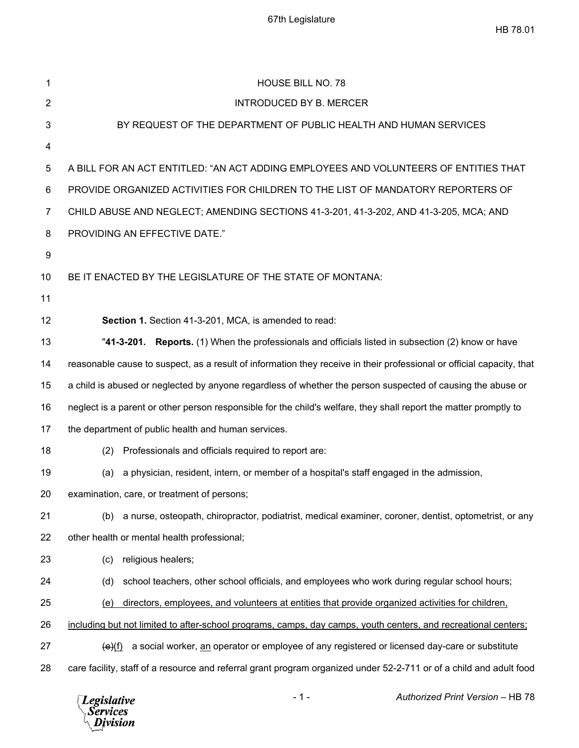HOUSE BILL NO. 78

INTRODUCED BY B. MERCER

BY REQUEST OF THE DEPARTMENT OF PUBLIC HEALTH AND HUMAN SERVICES

A BILL FOR AN ACT ENTITLED: "AN ACT ADDING EMPLOYEES AND VOLUNTEERS OF ENTITIES THAT PROVIDE ORGANIZED ACTIVITIES FOR CHILDREN TO THE LIST OF MANDATORY REPORTERS OF CHILD ABUSE AND NEGLECT; AMENDING SECTIONS 41-3-201, 41-3-202, AND 41-3-205, MCA; AND PROVIDING AN EFFECTIVE DATE."

BE IT ENACTED BY THE LEGISLATURE OF THE STATE OF MONTANA:

**Section 1.** Section 41-3-201, MCA, is amended to read:

"**41-3-201. Reports.** (1) When the professionals and officials listed in subsection (2) know or have reasonable cause to suspect, as a result of information they receive in their professional or official capacity, that a child is abused or neglected by anyone regardless of whether the person suspected of causing the abuse or neglect is a parent or other person responsible for the child's welfare, they shall report the matter promptly to the department of public health and human services.

(2) Professionals and officials required to report are:

(a) a physician, resident, intern, or member of a hospital's staff engaged in the admission, examination, care, or treatment of persons;

(b) a nurse, osteopath, chiropractor, podiatrist, medical examiner, coroner, dentist, optometrist, or any other health or mental health professional;

(c) religious healers;

(d) school teachers, other school officials, and employees who work during regular school hours;

<u>(e) directors, employees, and volunteers at entities that provide organized activities for children, including but not limited to after-school programs, camps, day camps, youth centers, and recreational centers;</u>

~~(e)~~<u>(f)</u> a social worker, <u>an</u> operator or employee of any registered or licensed day-care or substitute care facility, staff of a resource and referral grant program organized under 52-2-711 or of a child and adult food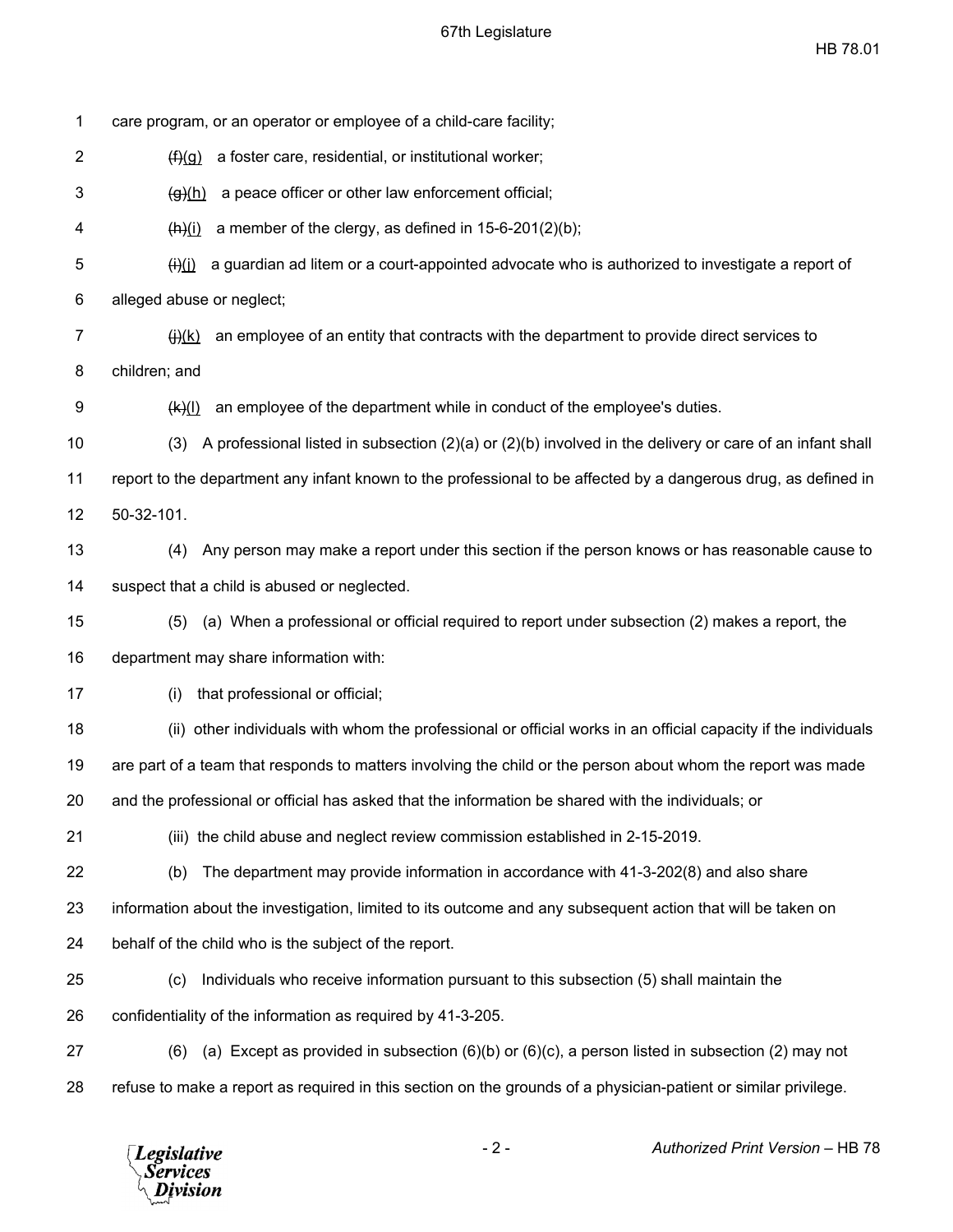care program, or an operator or employee of a child-care facility;

~~(f)~~(g) a foster care, residential, or institutional worker;

~~(g)~~(h) a peace officer or other law enforcement official;

~~(h)~~(i) a member of the clergy, as defined in 15-6-201(2)(b);

~~(i)~~(j) a guardian ad litem or a court-appointed advocate who is authorized to investigate a report of alleged abuse or neglect;

~~(j)~~(k) an employee of an entity that contracts with the department to provide direct services to children; and

~~(k)~~(l) an employee of the department while in conduct of the employee's duties.

(3) A professional listed in subsection (2)(a) or (2)(b) involved in the delivery or care of an infant shall report to the department any infant known to the professional to be affected by a dangerous drug, as defined in 50-32-101.

(4) Any person may make a report under this section if the person knows or has reasonable cause to suspect that a child is abused or neglected.

(5) (a) When a professional or official required to report under subsection (2) makes a report, the department may share information with:

(i) that professional or official;

(ii) other individuals with whom the professional or official works in an official capacity if the individuals are part of a team that responds to matters involving the child or the person about whom the report was made and the professional or official has asked that the information be shared with the individuals; or

(iii) the child abuse and neglect review commission established in 2-15-2019.

(b) The department may provide information in accordance with 41-3-202(8) and also share information about the investigation, limited to its outcome and any subsequent action that will be taken on behalf of the child who is the subject of the report.

(c) Individuals who receive information pursuant to this subsection (5) shall maintain the confidentiality of the information as required by 41-3-205.

(6) (a) Except as provided in subsection (6)(b) or (6)(c), a person listed in subsection (2) may not refuse to make a report as required in this section on the grounds of a physician-patient or similar privilege.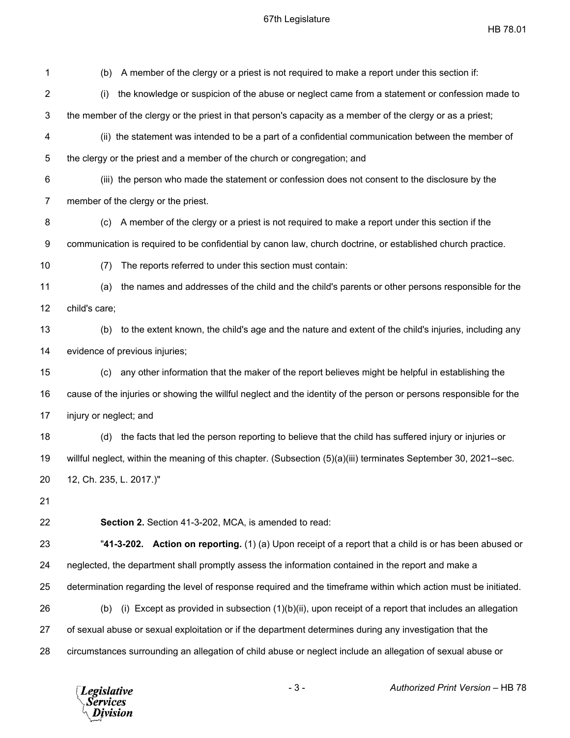(b) A member of the clergy or a priest is not required to make a report under this section if:

(i) the knowledge or suspicion of the abuse or neglect came from a statement or confession made to the member of the clergy or the priest in that person's capacity as a member of the clergy or as a priest;

(ii) the statement was intended to be a part of a confidential communication between the member of the clergy or the priest and a member of the church or congregation; and

(iii) the person who made the statement or confession does not consent to the disclosure by the member of the clergy or the priest.

(c) A member of the clergy or a priest is not required to make a report under this section if the communication is required to be confidential by canon law, church doctrine, or established church practice.

(7) The reports referred to under this section must contain:

(a) the names and addresses of the child and the child's parents or other persons responsible for the child's care;

(b) to the extent known, the child's age and the nature and extent of the child's injuries, including any evidence of previous injuries;

(c) any other information that the maker of the report believes might be helpful in establishing the cause of the injuries or showing the willful neglect and the identity of the person or persons responsible for the injury or neglect; and

(d) the facts that led the person reporting to believe that the child has suffered injury or injuries or willful neglect, within the meaning of this chapter. (Subsection (5)(a)(iii) terminates September 30, 2021--sec. 12, Ch. 235, L. 2017.)"

**Section 2.** Section 41-3-202, MCA, is amended to read:

"**41-3-202. Action on reporting.** (1) (a) Upon receipt of a report that a child is or has been abused or neglected, the department shall promptly assess the information contained in the report and make a determination regarding the level of response required and the timeframe within which action must be initiated.

(b) (i) Except as provided in subsection (1)(b)(ii), upon receipt of a report that includes an allegation of sexual abuse or sexual exploitation or if the department determines during any investigation that the circumstances surrounding an allegation of child abuse or neglect include an allegation of sexual abuse or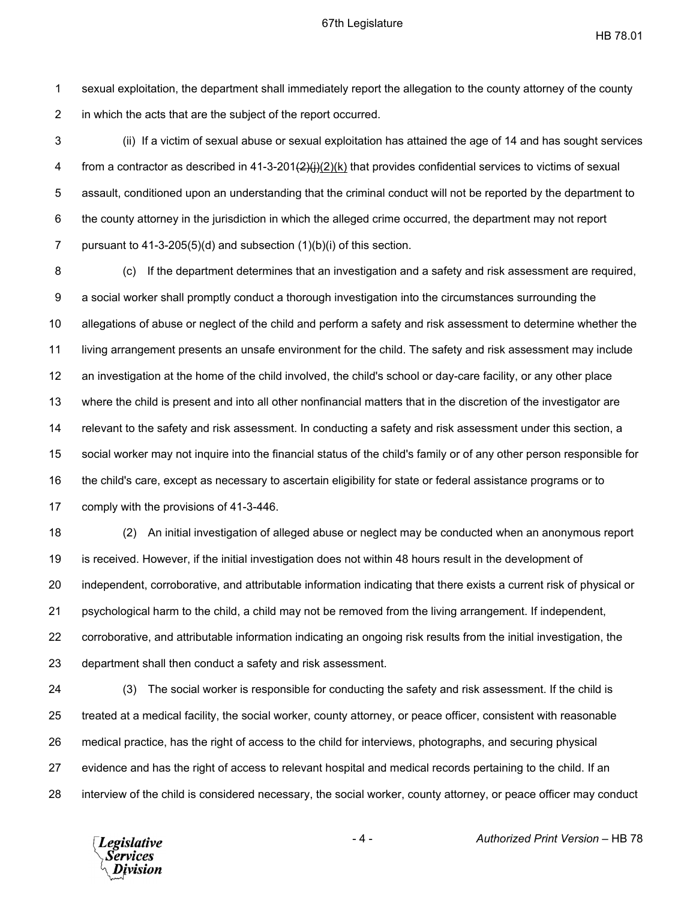sexual exploitation, the department shall immediately report the allegation to the county attorney of the county in which the acts that are the subject of the report occurred.

(ii) If a victim of sexual abuse or sexual exploitation has attained the age of 14 and has sought services from a contractor as described in 41-3-201~~(2)(j)~~(2)(k) that provides confidential services to victims of sexual assault, conditioned upon an understanding that the criminal conduct will not be reported by the department to the county attorney in the jurisdiction in which the alleged crime occurred, the department may not report pursuant to 41-3-205(5)(d) and subsection (1)(b)(i) of this section.

(c) If the department determines that an investigation and a safety and risk assessment are required, a social worker shall promptly conduct a thorough investigation into the circumstances surrounding the allegations of abuse or neglect of the child and perform a safety and risk assessment to determine whether the living arrangement presents an unsafe environment for the child. The safety and risk assessment may include an investigation at the home of the child involved, the child's school or day-care facility, or any other place where the child is present and into all other nonfinancial matters that in the discretion of the investigator are relevant to the safety and risk assessment. In conducting a safety and risk assessment under this section, a social worker may not inquire into the financial status of the child's family or of any other person responsible for the child's care, except as necessary to ascertain eligibility for state or federal assistance programs or to comply with the provisions of 41-3-446.

(2) An initial investigation of alleged abuse or neglect may be conducted when an anonymous report is received. However, if the initial investigation does not within 48 hours result in the development of independent, corroborative, and attributable information indicating that there exists a current risk of physical or psychological harm to the child, a child may not be removed from the living arrangement. If independent, corroborative, and attributable information indicating an ongoing risk results from the initial investigation, the department shall then conduct a safety and risk assessment.

(3) The social worker is responsible for conducting the safety and risk assessment. If the child is treated at a medical facility, the social worker, county attorney, or peace officer, consistent with reasonable medical practice, has the right of access to the child for interviews, photographs, and securing physical evidence and has the right of access to relevant hospital and medical records pertaining to the child. If an interview of the child is considered necessary, the social worker, county attorney, or peace officer may conduct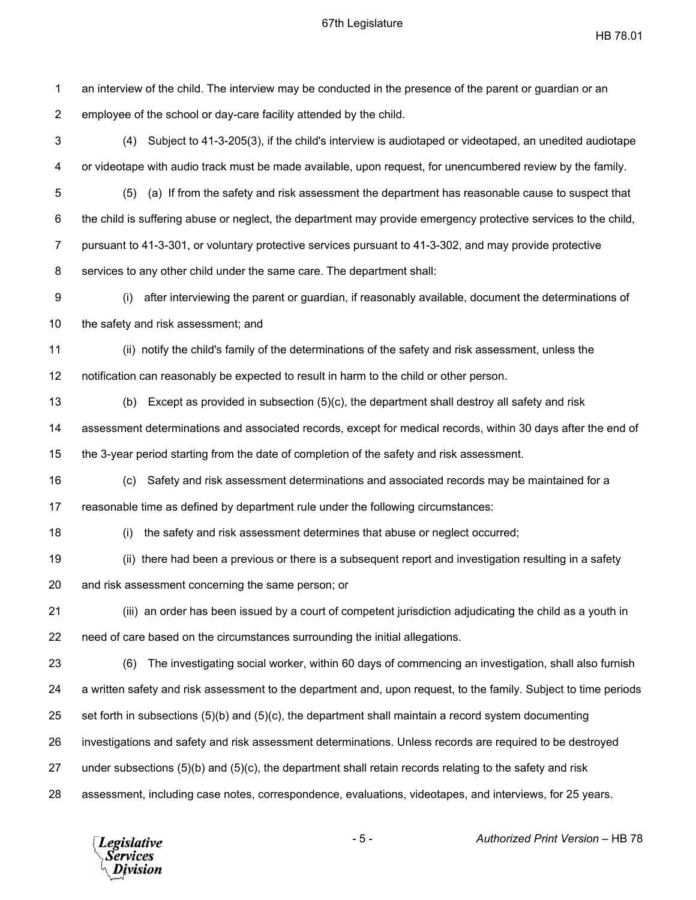an interview of the child. The interview may be conducted in the presence of the parent or guardian or an employee of the school or day-care facility attended by the child.

(4) Subject to 41-3-205(3), if the child's interview is audiotaped or videotaped, an unedited audiotape or videotape with audio track must be made available, upon request, for unencumbered review by the family.

(5) (a) If from the safety and risk assessment the department has reasonable cause to suspect that the child is suffering abuse or neglect, the department may provide emergency protective services to the child, pursuant to 41-3-301, or voluntary protective services pursuant to 41-3-302, and may provide protective services to any other child under the same care. The department shall:

(i) after interviewing the parent or guardian, if reasonably available, document the determinations of the safety and risk assessment; and

(ii) notify the child's family of the determinations of the safety and risk assessment, unless the notification can reasonably be expected to result in harm to the child or other person.

(b) Except as provided in subsection (5)(c), the department shall destroy all safety and risk assessment determinations and associated records, except for medical records, within 30 days after the end of the 3-year period starting from the date of completion of the safety and risk assessment.

(c) Safety and risk assessment determinations and associated records may be maintained for a reasonable time as defined by department rule under the following circumstances:

(i) the safety and risk assessment determines that abuse or neglect occurred;

(ii) there had been a previous or there is a subsequent report and investigation resulting in a safety and risk assessment concerning the same person; or

(iii) an order has been issued by a court of competent jurisdiction adjudicating the child as a youth in need of care based on the circumstances surrounding the initial allegations.

(6) The investigating social worker, within 60 days of commencing an investigation, shall also furnish a written safety and risk assessment to the department and, upon request, to the family. Subject to time periods set forth in subsections (5)(b) and (5)(c), the department shall maintain a record system documenting investigations and safety and risk assessment determinations. Unless records are required to be destroyed under subsections (5)(b) and (5)(c), the department shall retain records relating to the safety and risk assessment, including case notes, correspondence, evaluations, videotapes, and interviews, for 25 years.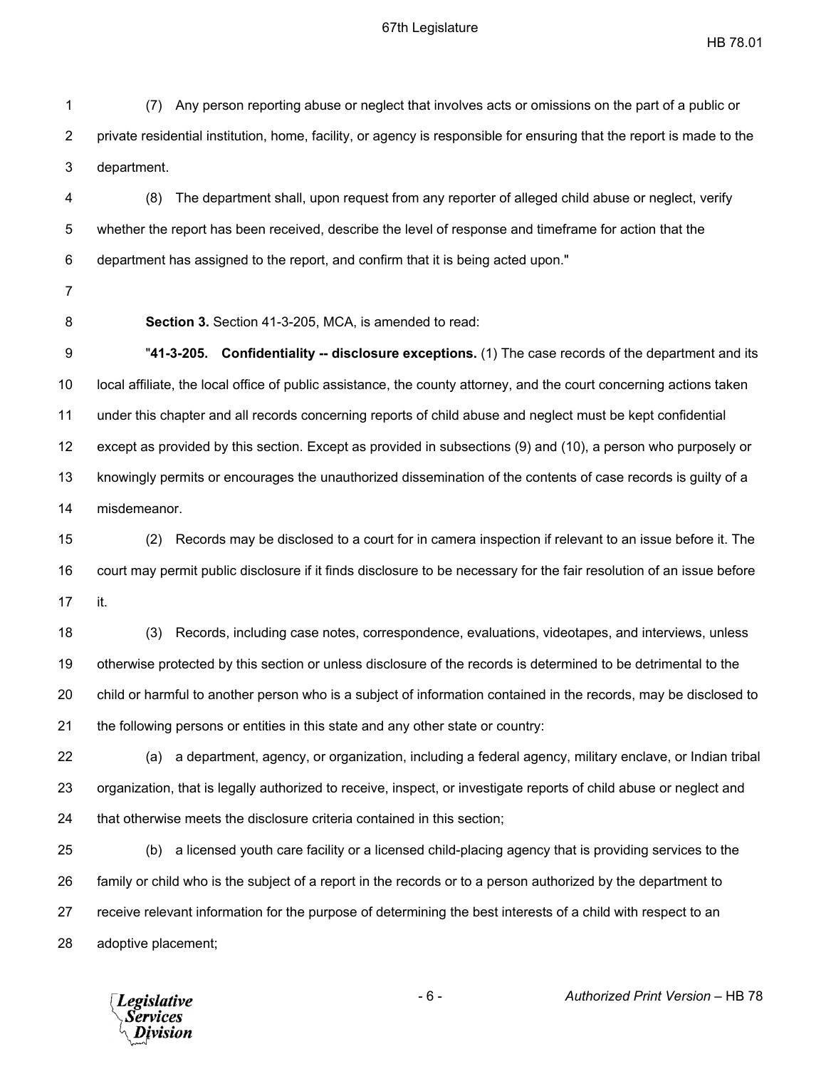(7) Any person reporting abuse or neglect that involves acts or omissions on the part of a public or private residential institution, home, facility, or agency is responsible for ensuring that the report is made to the department.

(8) The department shall, upon request from any reporter of alleged child abuse or neglect, verify whether the report has been received, describe the level of response and timeframe for action that the department has assigned to the report, and confirm that it is being acted upon."

**Section 3.** Section 41-3-205, MCA, is amended to read:

"**41-3-205. Confidentiality -- disclosure exceptions.** (1) The case records of the department and its local affiliate, the local office of public assistance, the county attorney, and the court concerning actions taken under this chapter and all records concerning reports of child abuse and neglect must be kept confidential except as provided by this section. Except as provided in subsections (9) and (10), a person who purposely or knowingly permits or encourages the unauthorized dissemination of the contents of case records is guilty of a misdemeanor.

(2) Records may be disclosed to a court for in camera inspection if relevant to an issue before it. The court may permit public disclosure if it finds disclosure to be necessary for the fair resolution of an issue before it.

(3) Records, including case notes, correspondence, evaluations, videotapes, and interviews, unless otherwise protected by this section or unless disclosure of the records is determined to be detrimental to the child or harmful to another person who is a subject of information contained in the records, may be disclosed to the following persons or entities in this state and any other state or country:

(a) a department, agency, or organization, including a federal agency, military enclave, or Indian tribal organization, that is legally authorized to receive, inspect, or investigate reports of child abuse or neglect and that otherwise meets the disclosure criteria contained in this section;

(b) a licensed youth care facility or a licensed child-placing agency that is providing services to the family or child who is the subject of a report in the records or to a person authorized by the department to receive relevant information for the purpose of determining the best interests of a child with respect to an adoptive placement;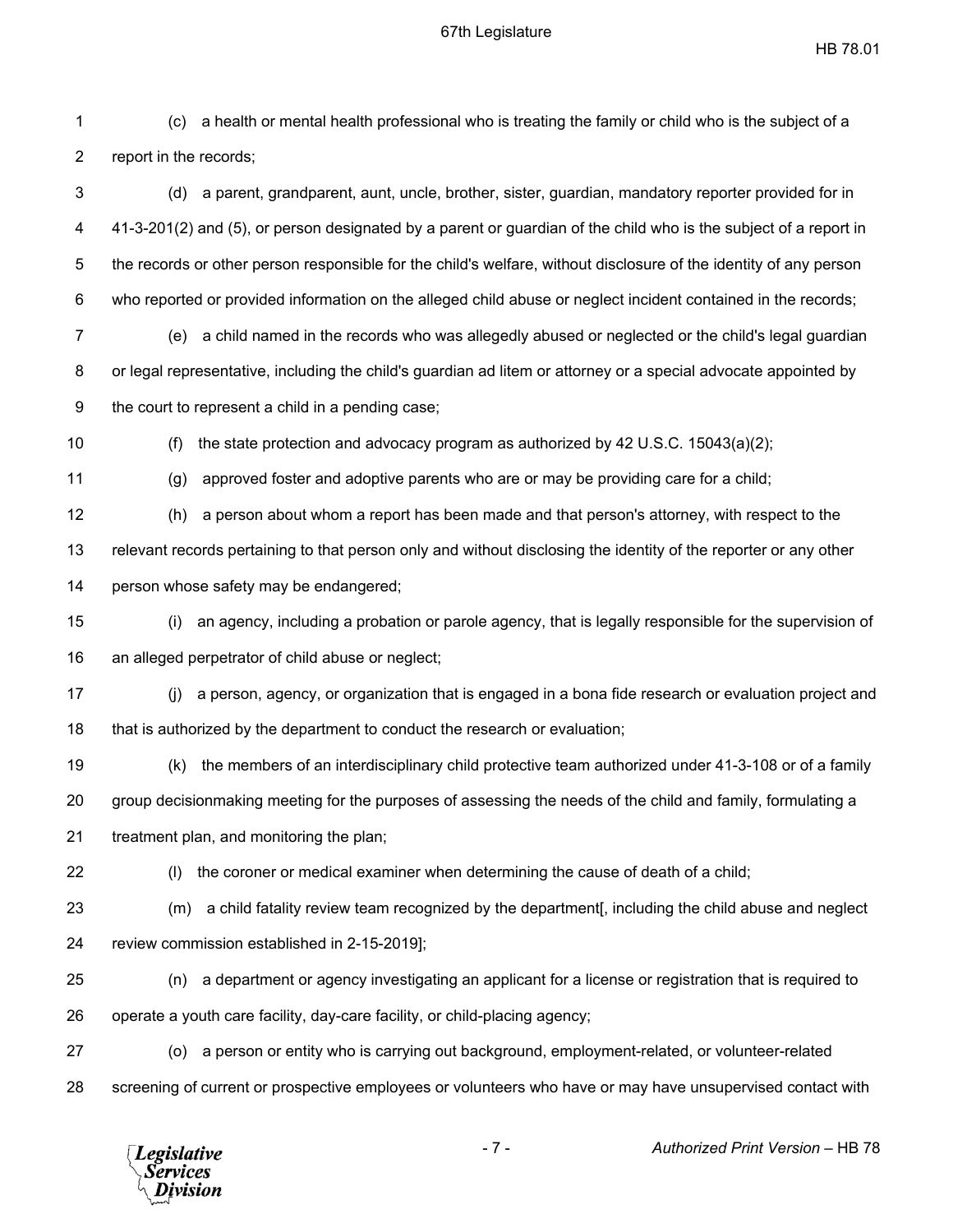(c) a health or mental health professional who is treating the family or child who is the subject of a report in the records;

(d) a parent, grandparent, aunt, uncle, brother, sister, guardian, mandatory reporter provided for in 41-3-201(2) and (5), or person designated by a parent or guardian of the child who is the subject of a report in the records or other person responsible for the child's welfare, without disclosure of the identity of any person who reported or provided information on the alleged child abuse or neglect incident contained in the records;

(e) a child named in the records who was allegedly abused or neglected or the child's legal guardian or legal representative, including the child's guardian ad litem or attorney or a special advocate appointed by the court to represent a child in a pending case;

(f) the state protection and advocacy program as authorized by 42 U.S.C. 15043(a)(2);

(g) approved foster and adoptive parents who are or may be providing care for a child;

(h) a person about whom a report has been made and that person's attorney, with respect to the relevant records pertaining to that person only and without disclosing the identity of the reporter or any other person whose safety may be endangered;

(i) an agency, including a probation or parole agency, that is legally responsible for the supervision of an alleged perpetrator of child abuse or neglect;

(j) a person, agency, or organization that is engaged in a bona fide research or evaluation project and that is authorized by the department to conduct the research or evaluation;

(k) the members of an interdisciplinary child protective team authorized under 41-3-108 or of a family group decisionmaking meeting for the purposes of assessing the needs of the child and family, formulating a treatment plan, and monitoring the plan;

(l) the coroner or medical examiner when determining the cause of death of a child;

(m) a child fatality review team recognized by the department[, including the child abuse and neglect review commission established in 2-15-2019];

(n) a department or agency investigating an applicant for a license or registration that is required to operate a youth care facility, day-care facility, or child-placing agency;

(o) a person or entity who is carrying out background, employment-related, or volunteer-related screening of current or prospective employees or volunteers who have or may have unsupervised contact with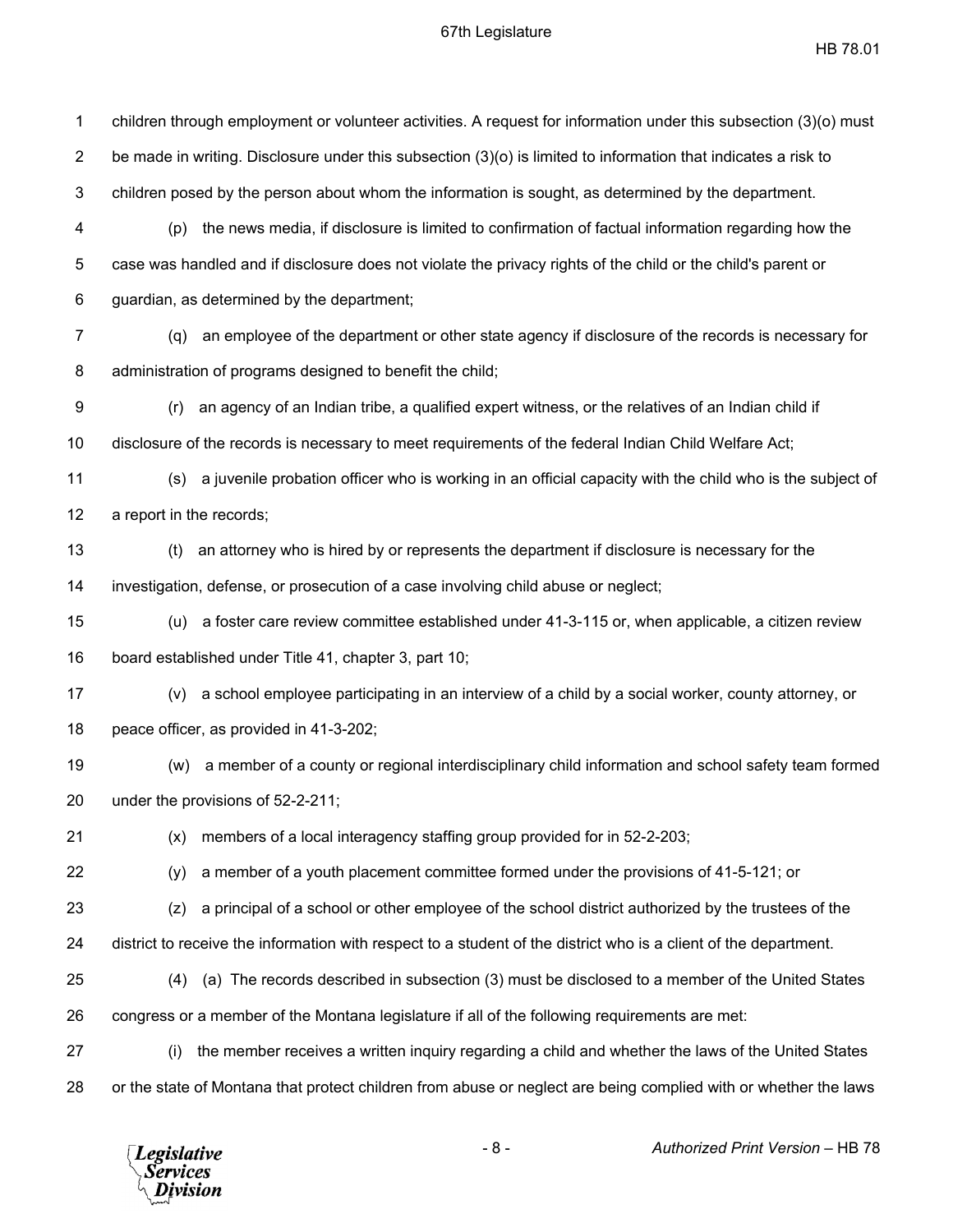children through employment or volunteer activities. A request for information under this subsection (3)(o) must be made in writing. Disclosure under this subsection (3)(o) is limited to information that indicates a risk to children posed by the person about whom the information is sought, as determined by the department.

(p) the news media, if disclosure is limited to confirmation of factual information regarding how the case was handled and if disclosure does not violate the privacy rights of the child or the child's parent or guardian, as determined by the department;

(q) an employee of the department or other state agency if disclosure of the records is necessary for administration of programs designed to benefit the child;

(r) an agency of an Indian tribe, a qualified expert witness, or the relatives of an Indian child if disclosure of the records is necessary to meet requirements of the federal Indian Child Welfare Act;

(s) a juvenile probation officer who is working in an official capacity with the child who is the subject of a report in the records;

(t) an attorney who is hired by or represents the department if disclosure is necessary for the investigation, defense, or prosecution of a case involving child abuse or neglect;

(u) a foster care review committee established under 41-3-115 or, when applicable, a citizen review board established under Title 41, chapter 3, part 10;

(v) a school employee participating in an interview of a child by a social worker, county attorney, or peace officer, as provided in 41-3-202;

(w) a member of a county or regional interdisciplinary child information and school safety team formed under the provisions of 52-2-211;

(x) members of a local interagency staffing group provided for in 52-2-203;

(y) a member of a youth placement committee formed under the provisions of 41-5-121; or

(z) a principal of a school or other employee of the school district authorized by the trustees of the district to receive the information with respect to a student of the district who is a client of the department.

(4) (a) The records described in subsection (3) must be disclosed to a member of the United States congress or a member of the Montana legislature if all of the following requirements are met:

(i) the member receives a written inquiry regarding a child and whether the laws of the United States or the state of Montana that protect children from abuse or neglect are being complied with or whether the laws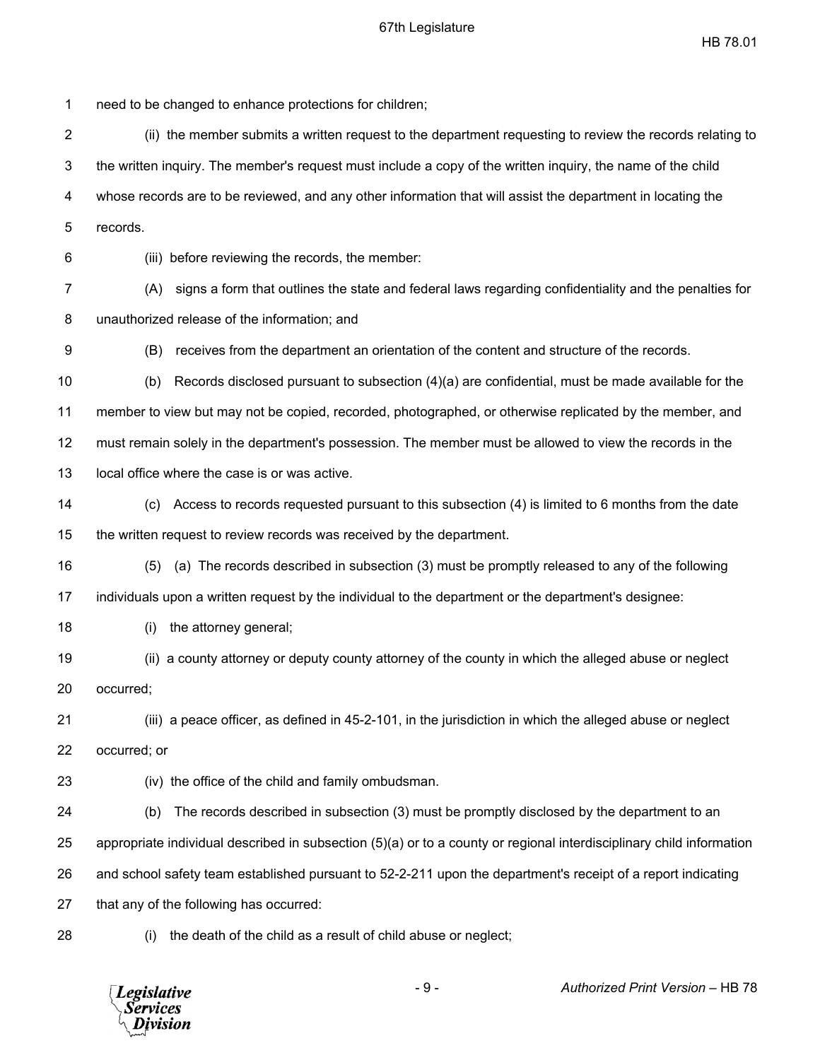need to be changed to enhance protections for children;

(ii) the member submits a written request to the department requesting to review the records relating to the written inquiry. The member's request must include a copy of the written inquiry, the name of the child whose records are to be reviewed, and any other information that will assist the department in locating the records.

(iii) before reviewing the records, the member:

(A) signs a form that outlines the state and federal laws regarding confidentiality and the penalties for unauthorized release of the information; and

(B) receives from the department an orientation of the content and structure of the records.

(b) Records disclosed pursuant to subsection (4)(a) are confidential, must be made available for the member to view but may not be copied, recorded, photographed, or otherwise replicated by the member, and must remain solely in the department's possession. The member must be allowed to view the records in the local office where the case is or was active.

(c) Access to records requested pursuant to this subsection (4) is limited to 6 months from the date the written request to review records was received by the department.

(5) (a) The records described in subsection (3) must be promptly released to any of the following individuals upon a written request by the individual to the department or the department's designee:

(i) the attorney general;

(ii) a county attorney or deputy county attorney of the county in which the alleged abuse or neglect occurred;

(iii) a peace officer, as defined in 45-2-101, in the jurisdiction in which the alleged abuse or neglect occurred; or

(iv) the office of the child and family ombudsman.

(b) The records described in subsection (3) must be promptly disclosed by the department to an appropriate individual described in subsection (5)(a) or to a county or regional interdisciplinary child information and school safety team established pursuant to 52-2-211 upon the department's receipt of a report indicating that any of the following has occurred:

(i) the death of the child as a result of child abuse or neglect;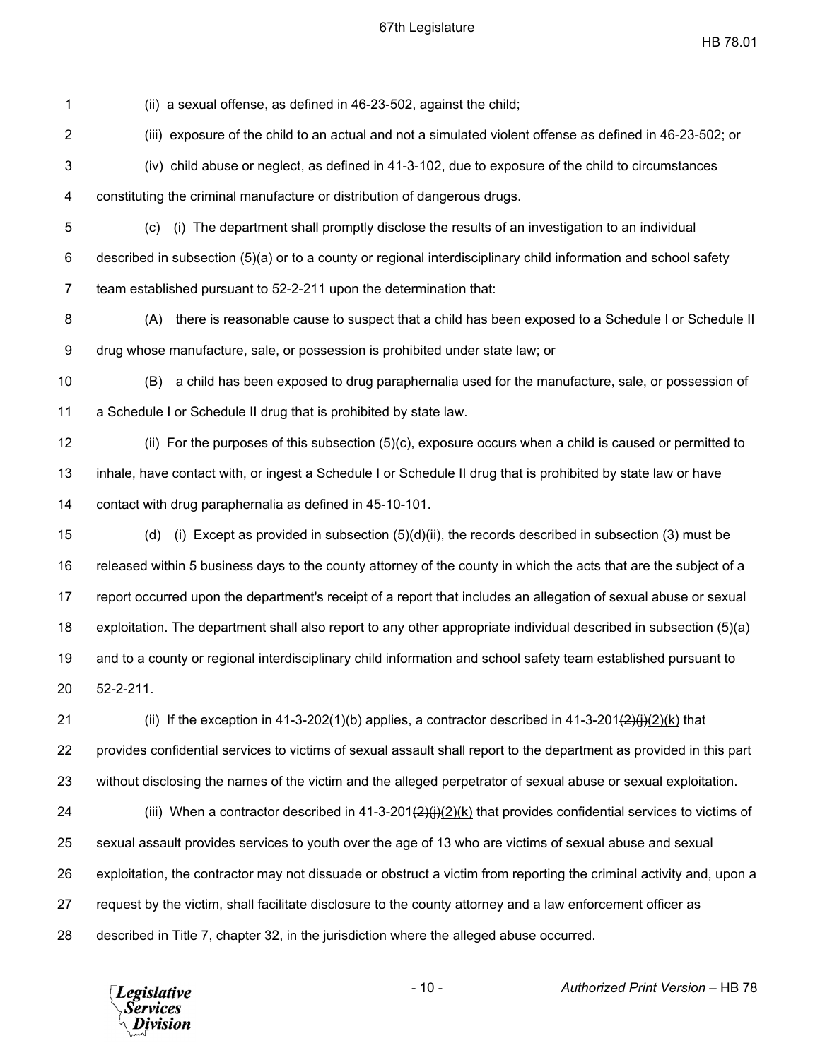(ii) a sexual offense, as defined in 46-23-502, against the child;

(iii) exposure of the child to an actual and not a simulated violent offense as defined in 46-23-502; or

(iv) child abuse or neglect, as defined in 41-3-102, due to exposure of the child to circumstances constituting the criminal manufacture or distribution of dangerous drugs.

(c) (i) The department shall promptly disclose the results of an investigation to an individual described in subsection (5)(a) or to a county or regional interdisciplinary child information and school safety team established pursuant to 52-2-211 upon the determination that:

(A) there is reasonable cause to suspect that a child has been exposed to a Schedule I or Schedule II drug whose manufacture, sale, or possession is prohibited under state law; or

(B) a child has been exposed to drug paraphernalia used for the manufacture, sale, or possession of a Schedule I or Schedule II drug that is prohibited by state law.

(ii) For the purposes of this subsection (5)(c), exposure occurs when a child is caused or permitted to inhale, have contact with, or ingest a Schedule I or Schedule II drug that is prohibited by state law or have contact with drug paraphernalia as defined in 45-10-101.

(d) (i) Except as provided in subsection (5)(d)(ii), the records described in subsection (3) must be released within 5 business days to the county attorney of the county in which the acts that are the subject of a report occurred upon the department's receipt of a report that includes an allegation of sexual abuse or sexual exploitation. The department shall also report to any other appropriate individual described in subsection (5)(a) and to a county or regional interdisciplinary child information and school safety team established pursuant to 52-2-211.

(ii) If the exception in 41-3-202(1)(b) applies, a contractor described in 41-3-201~~(2)(j)~~(2)(k) that provides confidential services to victims of sexual assault shall report to the department as provided in this part without disclosing the names of the victim and the alleged perpetrator of sexual abuse or sexual exploitation.

(iii) When a contractor described in 41-3-201~~(2)(j)~~(2)(k) that provides confidential services to victims of sexual assault provides services to youth over the age of 13 who are victims of sexual abuse and sexual exploitation, the contractor may not dissuade or obstruct a victim from reporting the criminal activity and, upon a request by the victim, shall facilitate disclosure to the county attorney and a law enforcement officer as described in Title 7, chapter 32, in the jurisdiction where the alleged abuse occurred.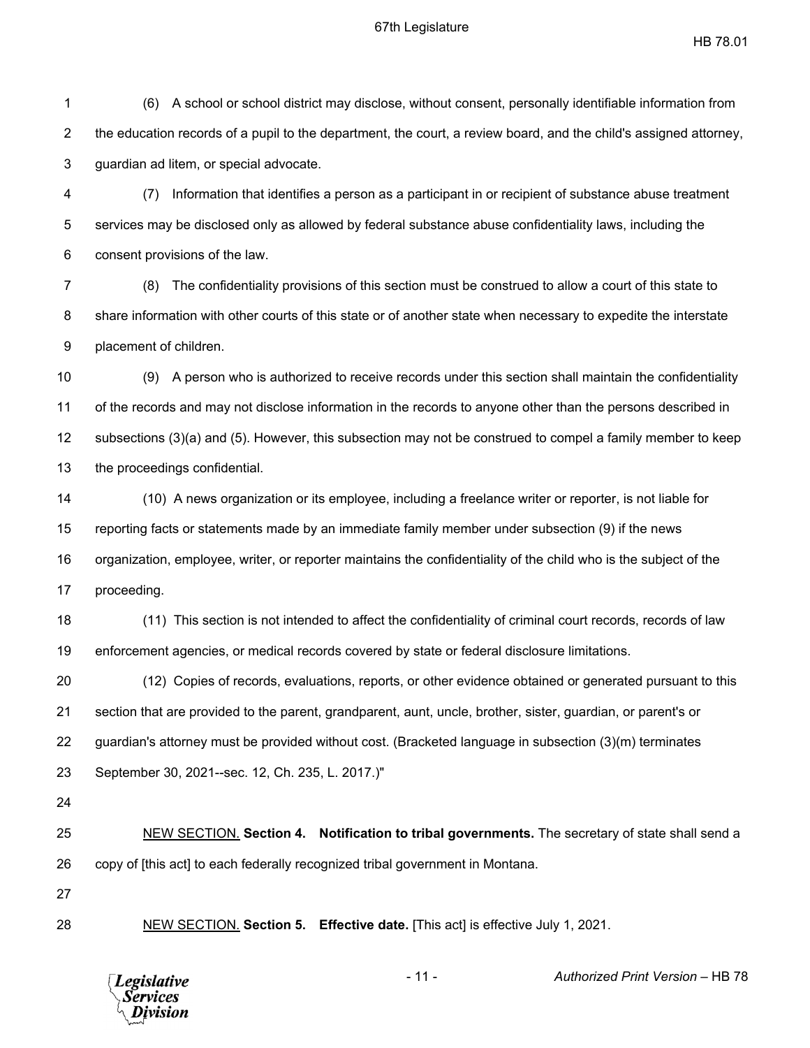(6) A school or school district may disclose, without consent, personally identifiable information from the education records of a pupil to the department, the court, a review board, and the child's assigned attorney, guardian ad litem, or special advocate.

(7) Information that identifies a person as a participant in or recipient of substance abuse treatment services may be disclosed only as allowed by federal substance abuse confidentiality laws, including the consent provisions of the law.

(8) The confidentiality provisions of this section must be construed to allow a court of this state to share information with other courts of this state or of another state when necessary to expedite the interstate placement of children.

(9) A person who is authorized to receive records under this section shall maintain the confidentiality of the records and may not disclose information in the records to anyone other than the persons described in subsections (3)(a) and (5). However, this subsection may not be construed to compel a family member to keep the proceedings confidential.

(10) A news organization or its employee, including a freelance writer or reporter, is not liable for reporting facts or statements made by an immediate family member under subsection (9) if the news organization, employee, writer, or reporter maintains the confidentiality of the child who is the subject of the proceeding.

(11) This section is not intended to affect the confidentiality of criminal court records, records of law enforcement agencies, or medical records covered by state or federal disclosure limitations.

(12) Copies of records, evaluations, reports, or other evidence obtained or generated pursuant to this section that are provided to the parent, grandparent, aunt, uncle, brother, sister, guardian, or parent's or guardian's attorney must be provided without cost. (Bracketed language in subsection (3)(m) terminates September 30, 2021--sec. 12, Ch. 235, L. 2017.)"

NEW SECTION. **Section 4. Notification to tribal governments.** The secretary of state shall send a copy of [this act] to each federally recognized tribal government in Montana.

NEW SECTION. **Section 5. Effective date.** [This act] is effective July 1, 2021.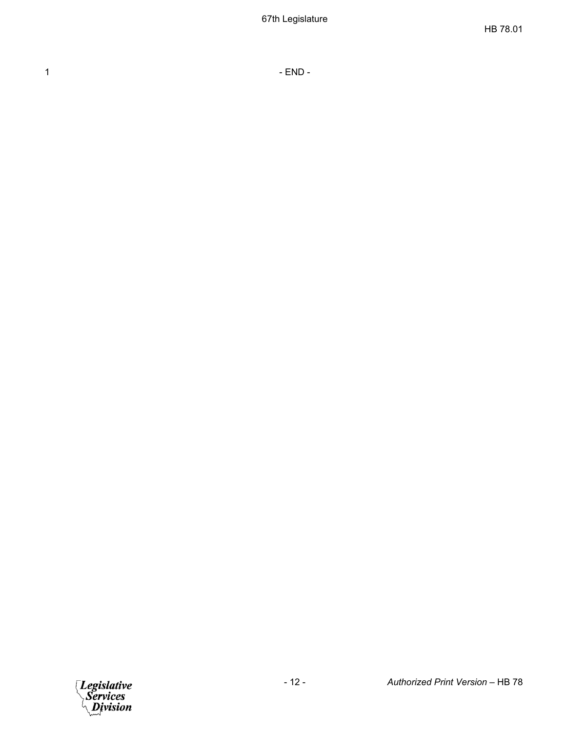- END -